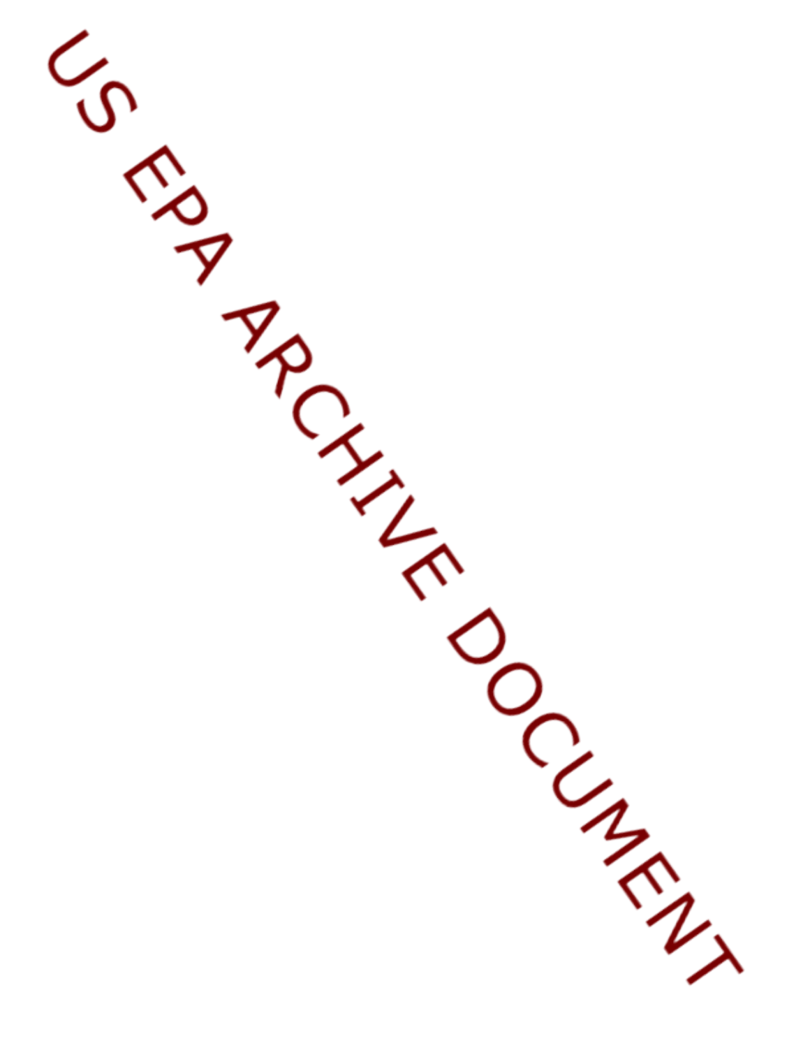US EPA ARCHIVE DOCUMENT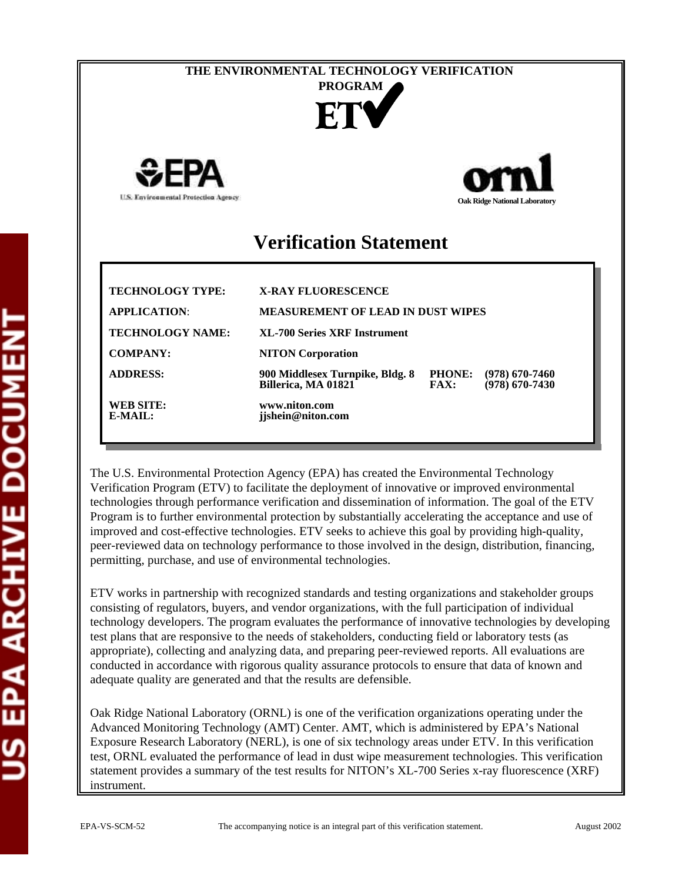THE ENVIRONMENTAL TECHNOLOGY VERIFICATION PROGRAM

ETV

U.S. Environmental Protection Agency

Oak Ridge National Laboratory

# Verification Statement

| | | | |
|---|---|---|---|
| **TECHNOLOGY TYPE:** | **X-RAY FLUORESCENCE** | | |
| **APPLICATION:** | **MEASUREMENT OF LEAD IN DUST WIPES** | | |
| **TECHNOLOGY NAME:** | **XL-700 Series XRF Instrument** | | |
| **COMPANY:** | **NITON Corporation** | | |
| **ADDRESS:** | **900 Middlesex Turnpike, Bldg. 8 Billerica, MA 01821** | **PHONE: FAX:** | **(978) 670-7460 (978) 670-7430** |
| **WEB SITE: E-MAIL:** | **www.niton.com jjshein@niton.com** | | |

The U.S. Environmental Protection Agency (EPA) has created the Environmental Technology Verification Program (ETV) to facilitate the deployment of innovative or improved environmental technologies through performance verification and dissemination of information. The goal of the ETV Program is to further environmental protection by substantially accelerating the acceptance and use of improved and cost-effective technologies. ETV seeks to achieve this goal by providing high-quality, peer-reviewed data on technology performance to those involved in the design, distribution, financing, permitting, purchase, and use of environmental technologies.

ETV works in partnership with recognized standards and testing organizations and stakeholder groups consisting of regulators, buyers, and vendor organizations, with the full participation of individual technology developers. The program evaluates the performance of innovative technologies by developing test plans that are responsive to the needs of stakeholders, conducting field or laboratory tests (as appropriate), collecting and analyzing data, and preparing peer-reviewed reports. All evaluations are conducted in accordance with rigorous quality assurance protocols to ensure that data of known and adequate quality are generated and that the results are defensible.

Oak Ridge National Laboratory (ORNL) is one of the verification organizations operating under the Advanced Monitoring Technology (AMT) Center. AMT, which is administered by EPA's National Exposure Research Laboratory (NERL), is one of six technology areas under ETV. In this verification test, ORNL evaluated the performance of lead in dust wipe measurement technologies. This verification statement provides a summary of the test results for NITON's XL-700 Series x-ray fluorescence (XRF) instrument.

EPA-VS-SCM-52 The accompanying notice is an integral part of this verification statement. August 2002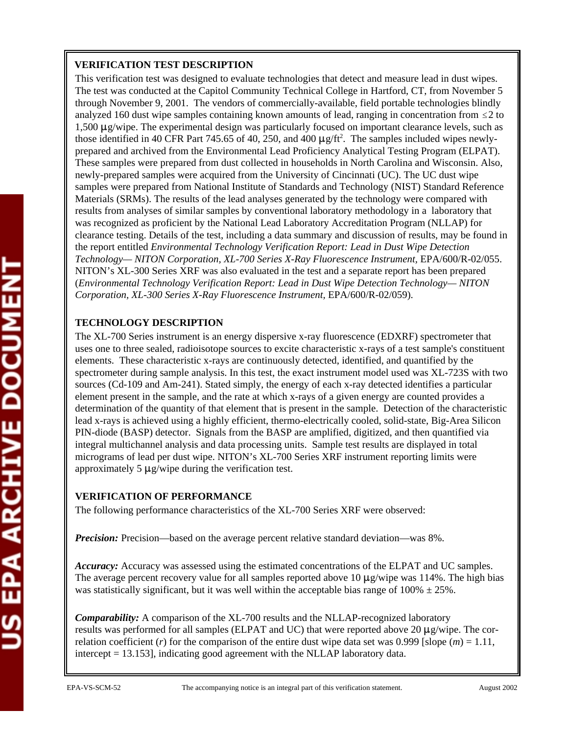**VERIFICATION TEST DESCRIPTION**

This verification test was designed to evaluate technologies that detect and measure lead in dust wipes. The test was conducted at the Capitol Community Technical College in Hartford, CT, from November 5 through November 9, 2001. The vendors of commercially-available, field portable technologies blindly analyzed 160 dust wipe samples containing known amounts of lead, ranging in concentration from $\leq 2$ to 1,500 µg/wipe. The experimental design was particularly focused on important clearance levels, such as those identified in 40 CFR Part 745.65 of 40, 250, and 400 µg/ft$^2$. The samples included wipes newly-prepared and archived from the Environmental Lead Proficiency Analytical Testing Program (ELPAT). These samples were prepared from dust collected in households in North Carolina and Wisconsin. Also, newly-prepared samples were acquired from the University of Cincinnati (UC). The UC dust wipe samples were prepared from National Institute of Standards and Technology (NIST) Standard Reference Materials (SRMs). The results of the lead analyses generated by the technology were compared with results from analyses of similar samples by conventional laboratory methodology in a laboratory that was recognized as proficient by the National Lead Laboratory Accreditation Program (NLLAP) for clearance testing. Details of the test, including a data summary and discussion of results, may be found in the report entitled *Environmental Technology Verification Report: Lead in Dust Wipe Detection Technology— NITON Corporation, XL-700 Series X-Ray Fluorescence Instrument*, EPA/600/R-02/055. NITON's XL-300 Series XRF was also evaluated in the test and a separate report has been prepared (*Environmental Technology Verification Report: Lead in Dust Wipe Detection Technology— NITON Corporation, XL-300 Series X-Ray Fluorescence Instrument,* EPA/600/R-02/059).

**TECHNOLOGY DESCRIPTION**

The XL-700 Series instrument is an energy dispersive x-ray fluorescence (EDXRF) spectrometer that uses one to three sealed, radioisotope sources to excite characteristic x-rays of a test sample's constituent elements. These characteristic x-rays are continuously detected, identified, and quantified by the spectrometer during sample analysis. In this test, the exact instrument model used was XL-723S with two sources (Cd-109 and Am-241). Stated simply, the energy of each x-ray detected identifies a particular element present in the sample, and the rate at which x-rays of a given energy are counted provides a determination of the quantity of that element that is present in the sample. Detection of the characteristic lead x-rays is achieved using a highly efficient, thermo-electrically cooled, solid-state, Big-Area Silicon PIN-diode (BASP) detector. Signals from the BASP are amplified, digitized, and then quantified via integral multichannel analysis and data processing units. Sample test results are displayed in total micrograms of lead per dust wipe. NITON's XL-700 Series XRF instrument reporting limits were approximately 5 µg/wipe during the verification test.

**VERIFICATION OF PERFORMANCE**

The following performance characteristics of the XL-700 Series XRF were observed:

***Precision:*** Precision—based on the average percent relative standard deviation—was 8%.

***Accuracy:*** Accuracy was assessed using the estimated concentrations of the ELPAT and UC samples. The average percent recovery value for all samples reported above 10 µg/wipe was 114%. The high bias was statistically significant, but it was well within the acceptable bias range of 100% ± 25%.

***Comparability:*** A comparison of the XL-700 results and the NLLAP-recognized laboratory results was performed for all samples (ELPAT and UC) that were reported above 20 µg/wipe. The correlation coefficient ($r$) for the comparison of the entire dust wipe data set was 0.999 [slope ($m$) = 1.11, intercept = 13.153], indicating good agreement with the NLLAP laboratory data.

EPA-VS-SCM-52 The accompanying notice is an integral part of this verification statement. August 2002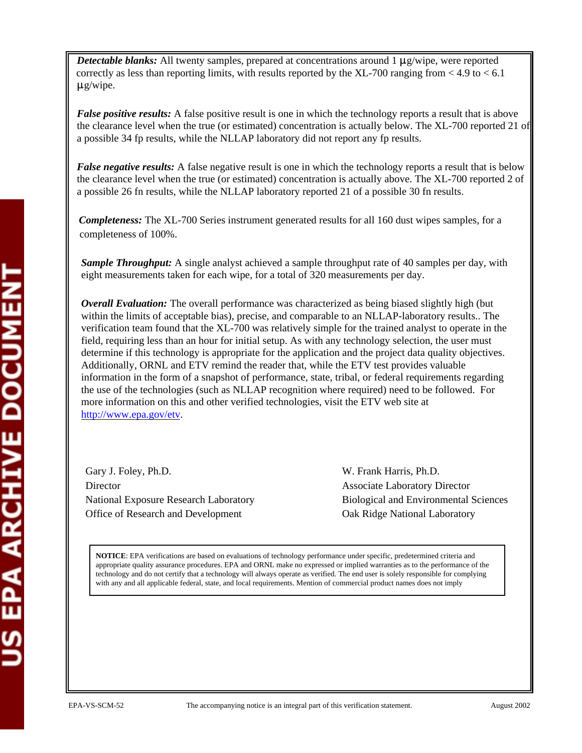***Detectable blanks:*** All twenty samples, prepared at concentrations around 1 μg/wipe, were reported correctly as less than reporting limits, with results reported by the XL-700 ranging from < 4.9 to < 6.1 μg/wipe.

***False positive results:*** A false positive result is one in which the technology reports a result that is above the clearance level when the true (or estimated) concentration is actually below. The XL-700 reported 21 of a possible 34 fp results, while the NLLAP laboratory did not report any fp results.

***False negative results:*** A false negative result is one in which the technology reports a result that is below the clearance level when the true (or estimated) concentration is actually above. The XL-700 reported 2 of a possible 26 fn results, while the NLLAP laboratory reported 21 of a possible 30 fn results.

***Completeness:*** The XL-700 Series instrument generated results for all 160 dust wipes samples, for a completeness of 100%.

***Sample Throughput:*** A single analyst achieved a sample throughput rate of 40 samples per day, with eight measurements taken for each wipe, for a total of 320 measurements per day.

***Overall Evaluation:*** The overall performance was characterized as being biased slightly high (but within the limits of acceptable bias), precise, and comparable to an NLLAP-laboratory results.. The verification team found that the XL-700 was relatively simple for the trained analyst to operate in the field, requiring less than an hour for initial setup. As with any technology selection, the user must determine if this technology is appropriate for the application and the project data quality objectives. Additionally, ORNL and ETV remind the reader that, while the ETV test provides valuable information in the form of a snapshot of performance, state, tribal, or federal requirements regarding the use of the technologies (such as NLLAP recognition where required) need to be followed. For more information on this and other verified technologies, visit the ETV web site at http://www.epa.gov/etv.

Gary J. Foley, Ph.D.
Director
National Exposure Research Laboratory
Office of Research and Development

W. Frank Harris, Ph.D.
Associate Laboratory Director
Biological and Environmental Sciences
Oak Ridge National Laboratory

**NOTICE**: EPA verifications are based on evaluations of technology performance under specific, predetermined criteria and appropriate quality assurance procedures. EPA and ORNL make no expressed or implied warranties as to the performance of the technology and do not certify that a technology will always operate as verified. The end user is solely responsible for complying with any and all applicable federal, state, and local requirements. Mention of commercial product names does not imply

EPA-VS-SCM-52 The accompanying notice is an integral part of this verification statement. August 2002